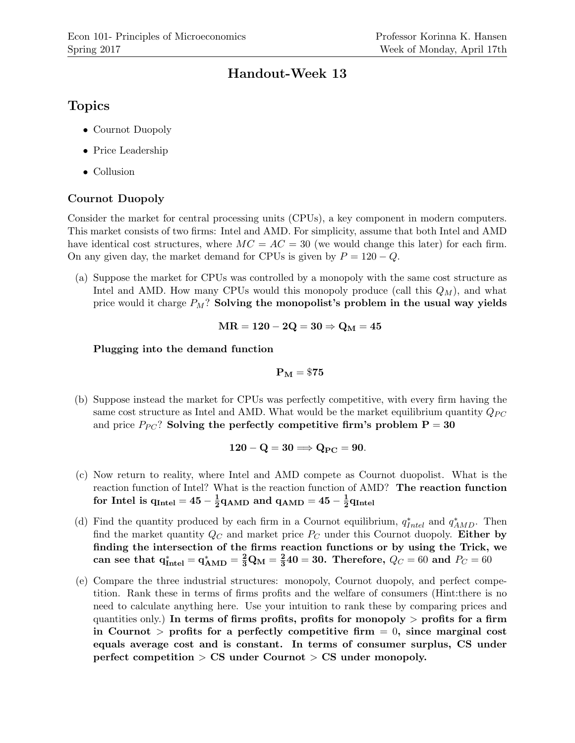Econ 101- Principles of Microeconomics
Spring 2017

Professor Korinna K. Hansen
Week of Monday, April 17th

# Handout-Week 13

## Topics

- Cournot Duopoly
- Price Leadership
- Collusion

### Cournot Duopoly

Consider the market for central processing units (CPUs), a key component in modern computers. This market consists of two firms: Intel and AMD. For simplicity, assume that both Intel and AMD have identical cost structures, where $MC = AC = 30$ (we would change this later) for each firm. On any given day, the market demand for CPUs is given by $P = 120 - Q$.

(a) Suppose the market for CPUs was controlled by a monopoly with the same cost structure as Intel and AMD. How many CPUs would this monopoly produce (call this $Q_M$), and what price would it charge $P_M$? **Solving the monopolist's problem in the usual way yields**

$$\mathbf{MR = 120 - 2Q = 30 \Rightarrow Q_M = 45}$$

**Plugging into the demand function**

$$\mathbf{P_M = \$75}$$

(b) Suppose instead the market for CPUs was perfectly competitive, with every firm having the same cost structure as Intel and AMD. What would be the market equilibrium quantity $Q_{PC}$ and price $P_{PC}$? **Solving the perfectly competitive firm's problem $\mathbf{P = 30}$**

$$\mathbf{120 - Q = 30 \Longrightarrow Q_{PC} = 90}.$$

(c) Now return to reality, where Intel and AMD compete as Cournot duopolist. What is the reaction function of Intel? What is the reaction function of AMD? **The reaction function for Intel is $\mathbf{q_{Intel} = 45 - \frac{1}{2}q_{AMD}}$ and $\mathbf{q_{AMD} = 45 - \frac{1}{2}q_{Intel}}$**

(d) Find the quantity produced by each firm in a Cournot equilibrium, $q^*_{Intel}$ and $q^*_{AMD}$. Then find the market quantity $Q_C$ and market price $P_C$ under this Cournot duopoly. **Either by finding the intersection of the firms reaction functions or by using the Trick, we can see that $\mathbf{q^*_{Intel} = q^*_{AMD} = \frac{2}{3}Q_M = \frac{2}{3}40 = 30}$. Therefore, $Q_C = 60$ and $P_C = 60$**

(e) Compare the three industrial structures: monopoly, Cournot duopoly, and perfect competition. Rank these in terms of firms profits and the welfare of consumers (Hint:there is no need to calculate anything here. Use your intuition to rank these by comparing prices and quantities only.) **In terms of firms profits, profits for monopoly > profits for a firm in Cournot > profits for a perfectly competitive firm = 0, since marginal cost equals average cost and is constant. In terms of consumer surplus, CS under perfect competition > CS under Cournot > CS under monopoly.**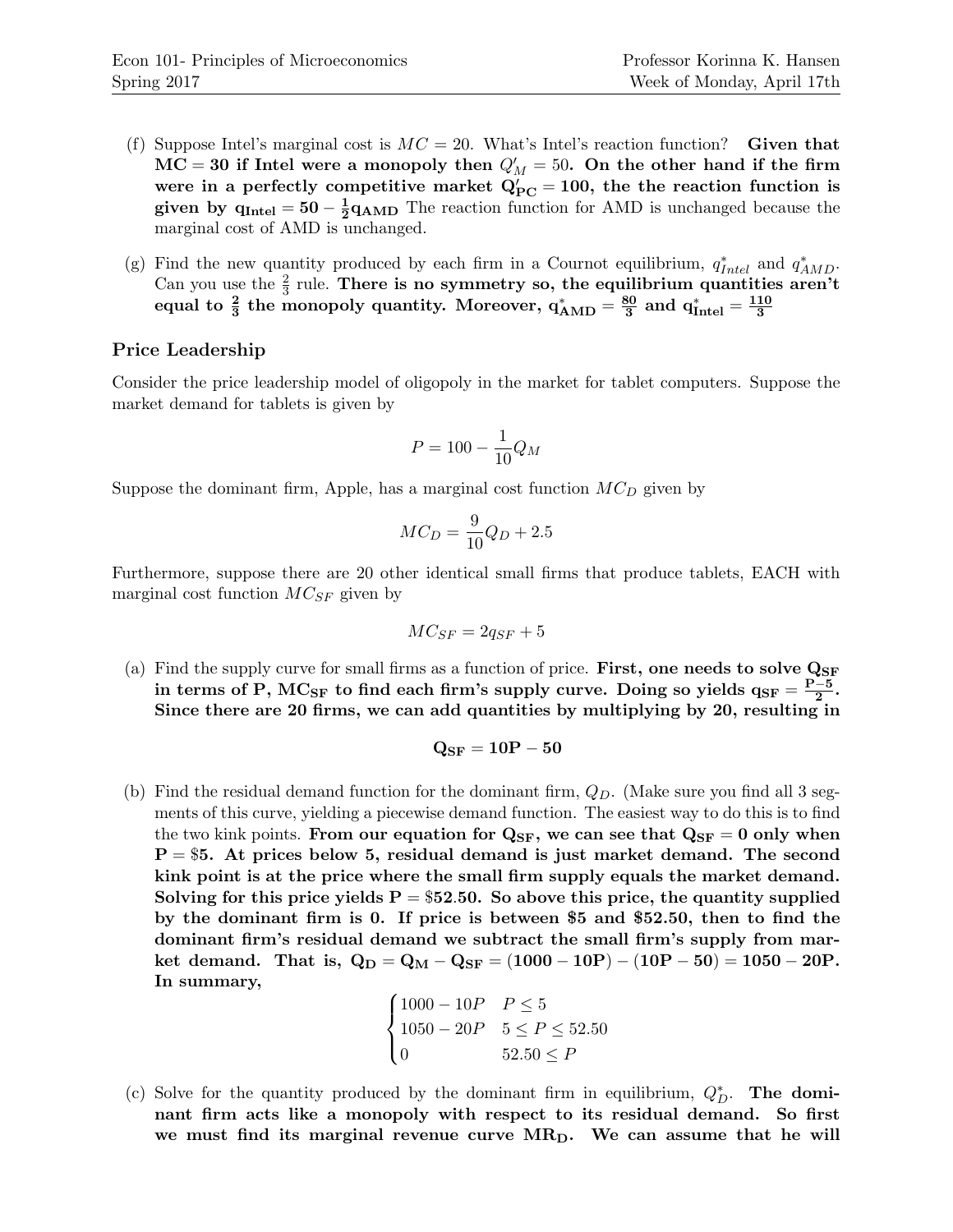(f) Suppose Intel's marginal cost is $MC = 20$. What's Intel's reaction function? **Given that $\mathbf{MC = 30}$ if Intel were a monopoly then $Q'_M = 50$. On the other hand if the firm were in a perfectly competitive market $\mathbf{Q'_{PC} = 100}$, the the reaction function is given by $\mathbf{q_{Intel} = 50 - \frac{1}{2}q_{AMD}}$** The reaction function for AMD is unchanged because the marginal cost of AMD is unchanged.

(g) Find the new quantity produced by each firm in a Cournot equilibrium, $q^*_{Intel}$ and $q^*_{AMD}$. Can you use the $\frac{2}{3}$ rule. **There is no symmetry so, the equilibrium quantities aren't equal to $\frac{2}{3}$ the monopoly quantity. Moreover, $\mathbf{q^*_{AMD} = \frac{80}{3}}$ and $\mathbf{q^*_{Intel} = \frac{110}{3}}$**

### Price Leadership

Consider the price leadership model of oligopoly in the market for tablet computers. Suppose the market demand for tablets is given by

$$P = 100 - \frac{1}{10}Q_M$$

Suppose the dominant firm, Apple, has a marginal cost function $MC_D$ given by

$$MC_D = \frac{9}{10}Q_D + 2.5$$

Furthermore, suppose there are 20 other identical small firms that produce tablets, EACH with marginal cost function $MC_{SF}$ given by

$$MC_{SF} = 2q_{SF} + 5$$

(a) Find the supply curve for small firms as a function of price. **First, one needs to solve $\mathbf{Q_{SF}}$ in terms of P, $\mathbf{MC_{SF}}$ to find each firm's supply curve. Doing so yields $\mathbf{q_{SF} = \frac{P-5}{2}}$. Since there are 20 firms, we can add quantities by multiplying by 20, resulting in**

$$\mathbf{Q_{SF} = 10P - 50}$$

(b) Find the residual demand function for the dominant firm, $Q_D$. (Make sure you find all 3 segments of this curve, yielding a piecewise demand function. The easiest way to do this is to find the two kink points. **From our equation for $\mathbf{Q_{SF}}$, we can see that $\mathbf{Q_{SF} = 0}$ only when $\mathbf{P = \$5}$. At prices below 5, residual demand is just market demand. The second kink point is at the price where the small firm supply equals the market demand. Solving for this price yields $\mathbf{P = \$52.50}$. So above this price, the quantity supplied by the dominant firm is 0. If price is between \$5 and \$52.50, then to find the dominant firm's residual demand we subtract the small firm's supply from market demand. That is, $\mathbf{Q_D = Q_M - Q_{SF} = (1000 - 10P) - (10P - 50) = 1050 - 20P}$. In summary,**

$$\begin{cases} 1000 - 10P & P \leq 5 \\ 1050 - 20P & 5 \leq P \leq 52.50 \\ 0 & 52.50 \leq P \end{cases}$$

(c) Solve for the quantity produced by the dominant firm in equilibrium, $Q^*_D$. **The dominant firm acts like a monopoly with respect to its residual demand. So first we must find its marginal revenue curve $\mathbf{MR_D}$. We can assume that he will**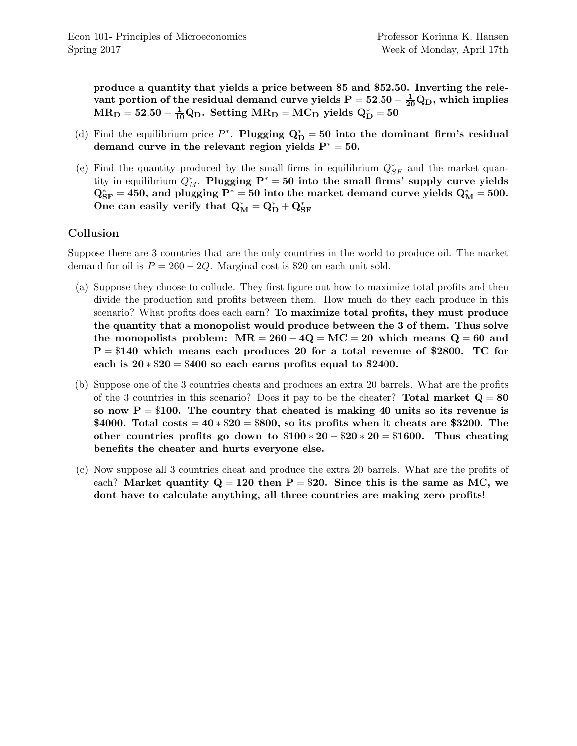**produce a quantity that yields a price between \$5 and \$52.50. Inverting the relevant portion of the residual demand curve yields $\mathbf{P = 52.50 - \frac{1}{20}Q_D}$, which implies $\mathbf{MR_D = 52.50 - \frac{1}{10}Q_D}$. Setting $\mathbf{MR_D = MC_D}$ yields $\mathbf{Q_D^* = 50}$**

(d) Find the equilibrium price $P^*$. **Plugging $\mathbf{Q_D^* = 50}$ into the dominant firm's residual demand curve in the relevant region yields $\mathbf{P^* = 50}$.**

(e) Find the quantity produced by the small firms in equilibrium $Q_{SF}^*$ and the market quantity in equilibrium $Q_M^*$. **Plugging $\mathbf{P^* = 50}$ into the small firms' supply curve yields $\mathbf{Q_{SF}^* = 450}$, and plugging $\mathbf{P^* = 50}$ into the market demand curve yields $\mathbf{Q_M^* = 500}$. One can easily verify that $\mathbf{Q_M^* = Q_D^* + Q_{SF}^*}$**

### Collusion

Suppose there are 3 countries that are the only countries in the world to produce oil. The market demand for oil is $P = 260 - 2Q$. Marginal cost is \$20 on each unit sold.

(a) Suppose they choose to collude. They first figure out how to maximize total profits and then divide the production and profits between them. How much do they each produce in this scenario? What profits does each earn? **To maximize total profits, they must produce the quantity that a monopolist would produce between the 3 of them. Thus solve the monopolists problem: $\mathbf{MR = 260 - 4Q = MC = 20}$ which means $\mathbf{Q = 60}$ and $\mathbf{P = \$140}$ which means each produces 20 for a total revenue of \$2800. TC for each is $\mathbf{20 * \$20 = \$400}$ so each earns profits equal to \$2400.**

(b) Suppose one of the 3 countries cheats and produces an extra 20 barrels. What are the profits of the 3 countries in this scenario? Does it pay to be the cheater? **Total market $\mathbf{Q = 80}$ so now $\mathbf{P = \$100}$. The country that cheated is making 40 units so its revenue is \$4000. Total costs $\mathbf{= 40 * \$20 = \$800}$, so its profits when it cheats are \$3200. The other countries profits go down to $\mathbf{\$100 * 20 - \$20 * 20 = \$1600}$. Thus cheating benefits the cheater and hurts everyone else.**

(c) Now suppose all 3 countries cheat and produce the extra 20 barrels. What are the profits of each? **Market quantity $\mathbf{Q = 120}$ then $\mathbf{P = \$20}$. Since this is the same as MC, we dont have to calculate anything, all three countries are making zero profits!**